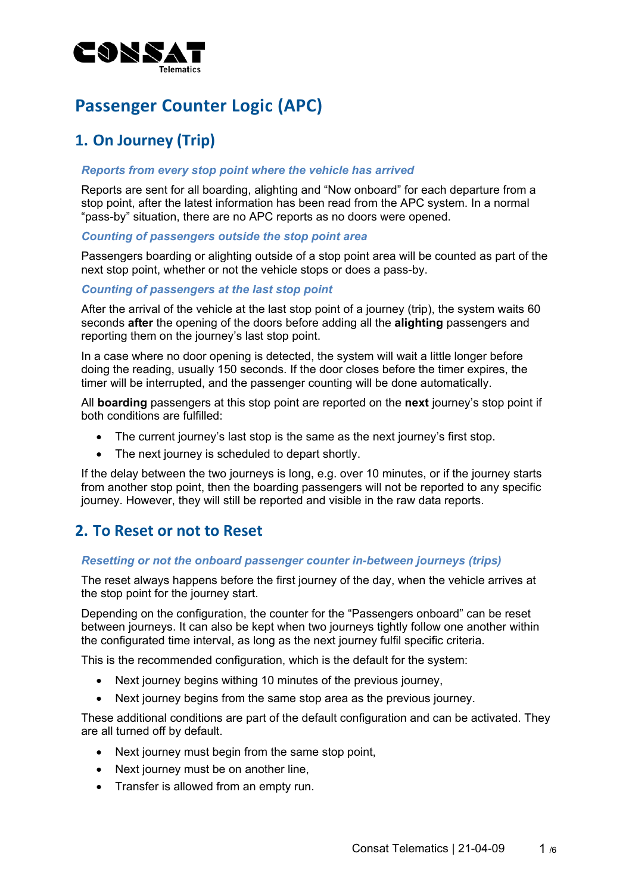# Passenger Counter Logic (APC)

## 1. On Journey (Trip)

### *Reports from every stop point where the vehicle has arrived*

Reports are sent for all boarding, alighting and "Now onboard" for each departure from a stop point, after the latest information has been read from the APC system. In a normal "pass-by" situation, there are no APC reports as no doors were opened.

### *Counting of passengers outside the stop point area*

Passengers boarding or alighting outside of a stop point area will be counted as part of the next stop point, whether or not the vehicle stops or does a pass-by.

### *Counting of passengers at the last stop point*

After the arrival of the vehicle at the last stop point of a journey (trip), the system waits 60 seconds **after** the opening of the doors before adding all the **alighting** passengers and reporting them on the journey's last stop point.

In a case where no door opening is detected, the system will wait a little longer before doing the reading, usually 150 seconds. If the door closes before the timer expires, the timer will be interrupted, and the passenger counting will be done automatically.

All **boarding** passengers at this stop point are reported on the **next** journey's stop point if both conditions are fulfilled:

- The current journey's last stop is the same as the next journey's first stop.
- The next journey is scheduled to depart shortly.

If the delay between the two journeys is long, e.g. over 10 minutes, or if the journey starts from another stop point, then the boarding passengers will not be reported to any specific journey. However, they will still be reported and visible in the raw data reports.

## 2. To Reset or not to Reset

### *Resetting or not the onboard passenger counter in-between journeys (trips)*

The reset always happens before the first journey of the day, when the vehicle arrives at the stop point for the journey start.

Depending on the configuration, the counter for the "Passengers onboard" can be reset between journeys. It can also be kept when two journeys tightly follow one another within the configurated time interval, as long as the next journey fulfil specific criteria.

This is the recommended configuration, which is the default for the system:

- Next journey begins withing 10 minutes of the previous journey,
- Next journey begins from the same stop area as the previous journey.

These additional conditions are part of the default configuration and can be activated. They are all turned off by default.

- Next journey must begin from the same stop point,
- Next journey must be on another line,
- Transfer is allowed from an empty run.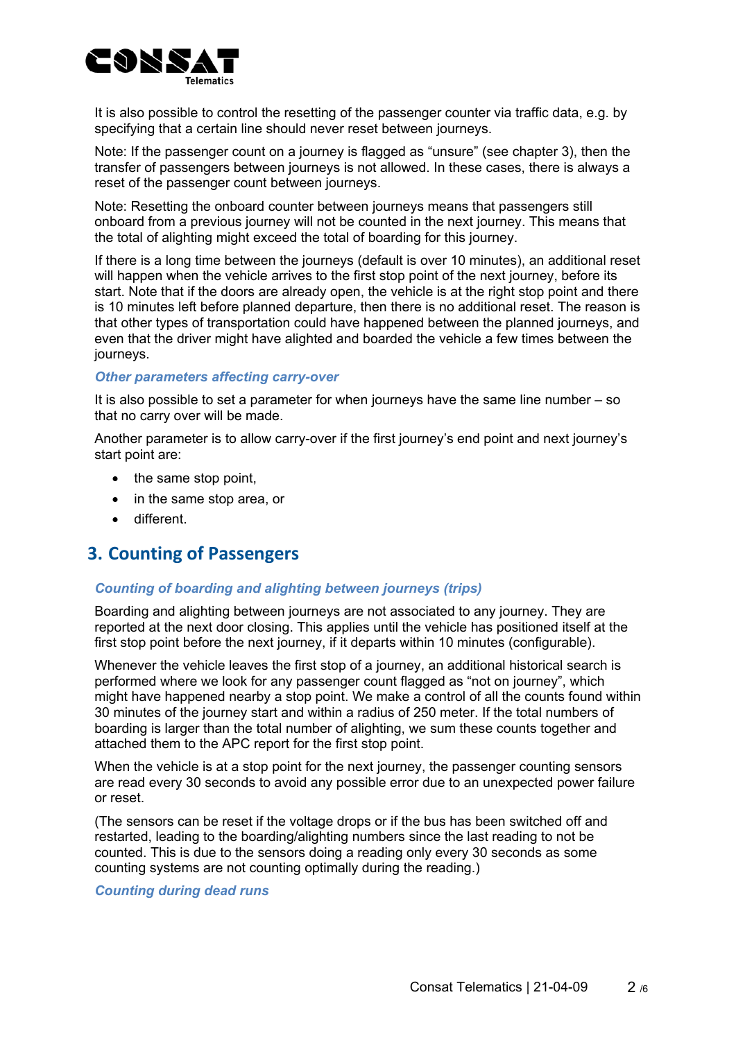It is also possible to control the resetting of the passenger counter via traffic data, e.g. by specifying that a certain line should never reset between journeys.

Note: If the passenger count on a journey is flagged as "unsure" (see chapter 3), then the transfer of passengers between journeys is not allowed. In these cases, there is always a reset of the passenger count between journeys.

Note: Resetting the onboard counter between journeys means that passengers still onboard from a previous journey will not be counted in the next journey. This means that the total of alighting might exceed the total of boarding for this journey.

If there is a long time between the journeys (default is over 10 minutes), an additional reset will happen when the vehicle arrives to the first stop point of the next journey, before its start. Note that if the doors are already open, the vehicle is at the right stop point and there is 10 minutes left before planned departure, then there is no additional reset. The reason is that other types of transportation could have happened between the planned journeys, and even that the driver might have alighted and boarded the vehicle a few times between the journeys.

### *Other parameters affecting carry-over*

It is also possible to set a parameter for when journeys have the same line number – so that no carry over will be made.

Another parameter is to allow carry-over if the first journey's end point and next journey's start point are:

- the same stop point,
- in the same stop area, or
- different.

## 3. Counting of Passengers

### *Counting of boarding and alighting between journeys (trips)*

Boarding and alighting between journeys are not associated to any journey. They are reported at the next door closing. This applies until the vehicle has positioned itself at the first stop point before the next journey, if it departs within 10 minutes (configurable).

Whenever the vehicle leaves the first stop of a journey, an additional historical search is performed where we look for any passenger count flagged as "not on journey", which might have happened nearby a stop point. We make a control of all the counts found within 30 minutes of the journey start and within a radius of 250 meter. If the total numbers of boarding is larger than the total number of alighting, we sum these counts together and attached them to the APC report for the first stop point.

When the vehicle is at a stop point for the next journey, the passenger counting sensors are read every 30 seconds to avoid any possible error due to an unexpected power failure or reset.

(The sensors can be reset if the voltage drops or if the bus has been switched off and restarted, leading to the boarding/alighting numbers since the last reading to not be counted. This is due to the sensors doing a reading only every 30 seconds as some counting systems are not counting optimally during the reading.)

### *Counting during dead runs*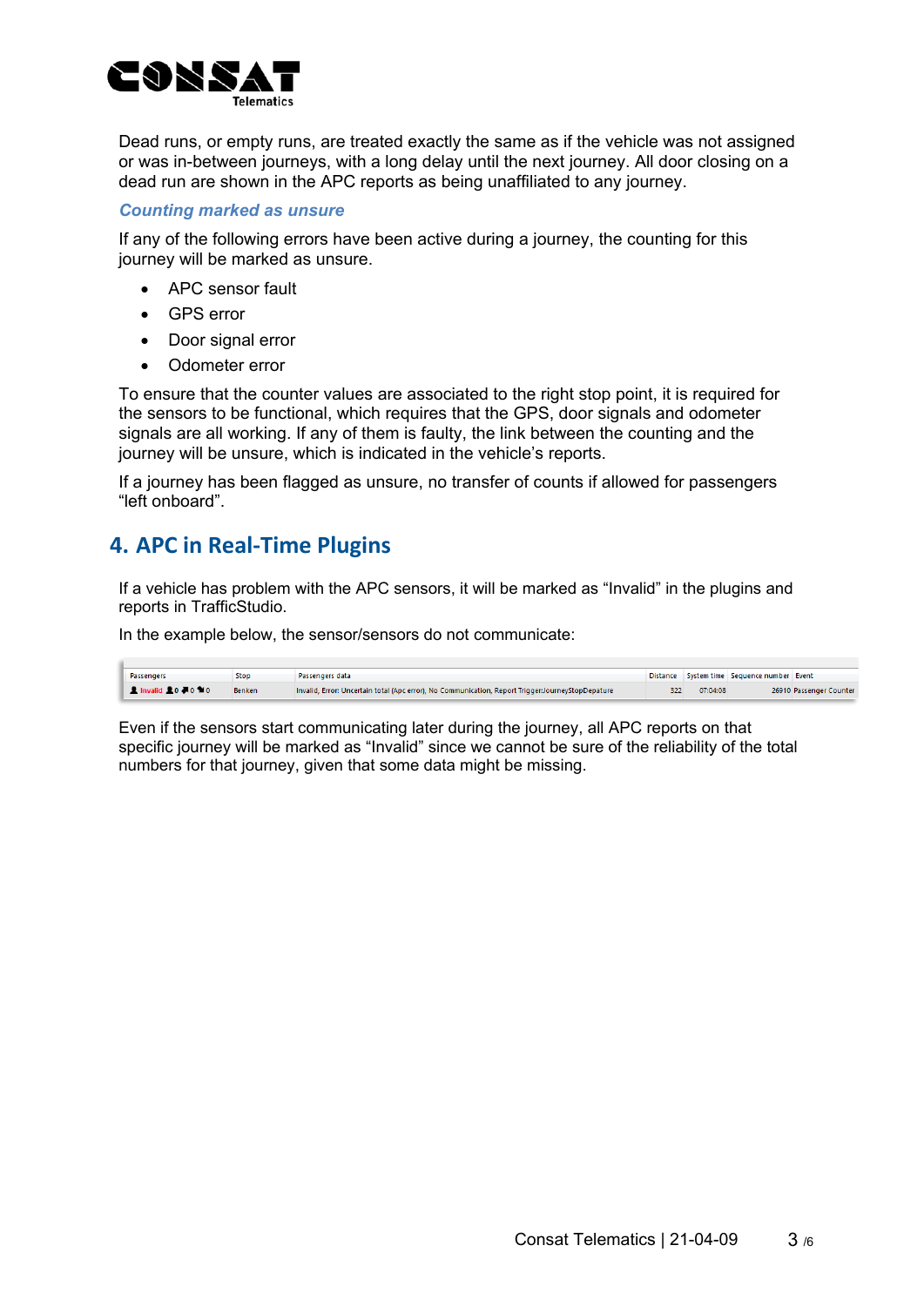Dead runs, or empty runs, are treated exactly the same as if the vehicle was not assigned or was in-between journeys, with a long delay until the next journey. All door closing on a dead run are shown in the APC reports as being unaffiliated to any journey.

### *Counting marked as unsure*

If any of the following errors have been active during a journey, the counting for this journey will be marked as unsure.

- APC sensor fault
- GPS error
- Door signal error
- Odometer error

To ensure that the counter values are associated to the right stop point, it is required for the sensors to be functional, which requires that the GPS, door signals and odometer signals are all working. If any of them is faulty, the link between the counting and the journey will be unsure, which is indicated in the vehicle's reports.

If a journey has been flagged as unsure, no transfer of counts if allowed for passengers "left onboard".

## 4. APC in Real-Time Plugins

If a vehicle has problem with the APC sensors, it will be marked as "Invalid" in the plugins and reports in TrafficStudio.

In the example below, the sensor/sensors do not communicate:

| Passengers | Stop | Passengers data | Distance | System time | Sequence number | Event |
|---|---|---|---|---|---|---|
| Invalid 0 0 0 | Benken | Invalid, Error: Uncertain total (Apc error), No Communication, Report Trigger:JourneyStopDepature | 322 | 07:04:08 | 26910 | Passenger Counter |

Even if the sensors start communicating later during the journey, all APC reports on that specific journey will be marked as "Invalid" since we cannot be sure of the reliability of the total numbers for that journey, given that some data might be missing.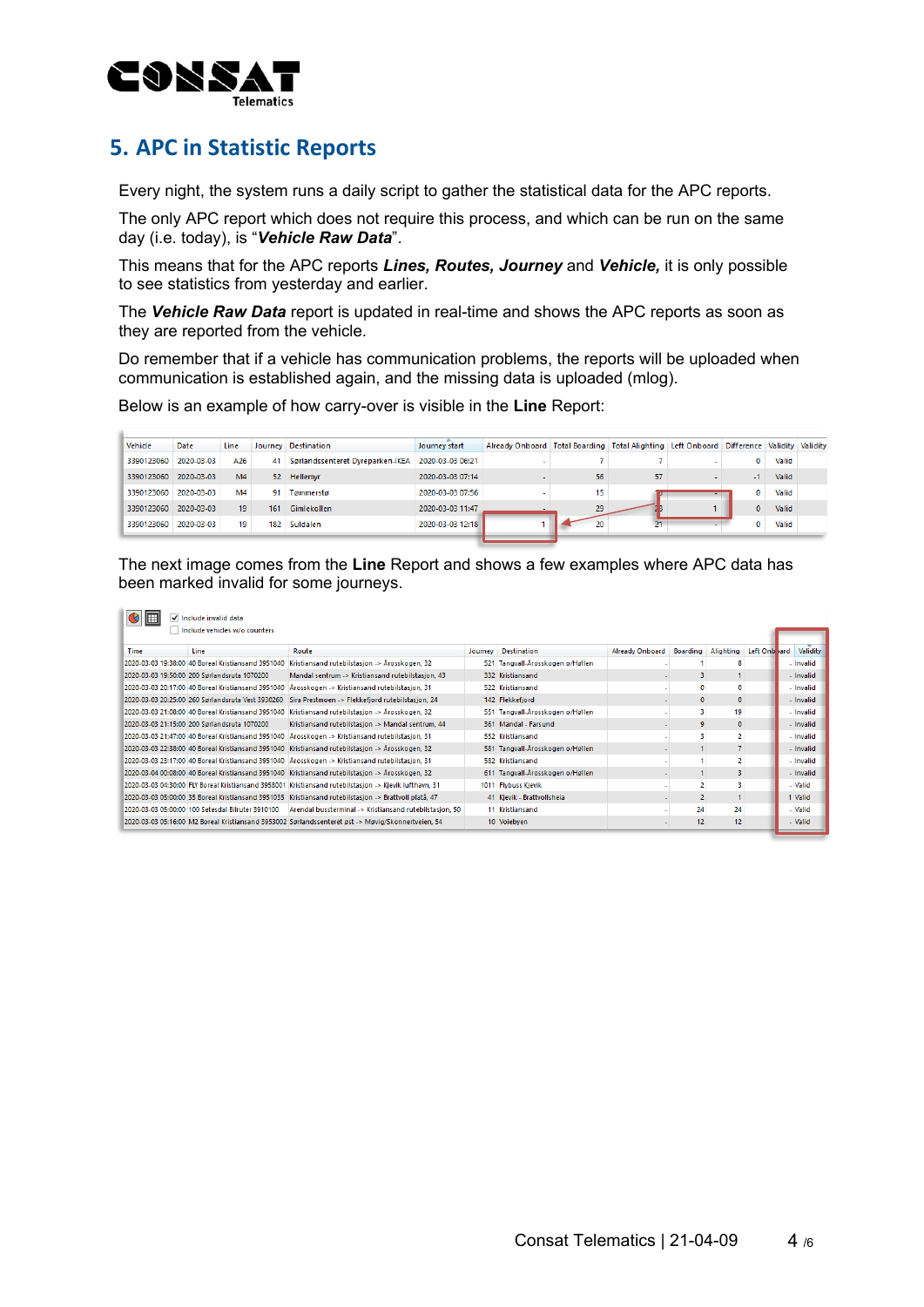## 5. APC in Statistic Reports

Every night, the system runs a daily script to gather the statistical data for the APC reports.

The only APC report which does not require this process, and which can be run on the same day (i.e. today), is "***Vehicle Raw Data***".

This means that for the APC reports ***Lines, Routes, Journey*** and ***Vehicle,*** it is only possible to see statistics from yesterday and earlier.

The ***Vehicle Raw Data*** report is updated in real-time and shows the APC reports as soon as they are reported from the vehicle.

Do remember that if a vehicle has communication problems, the reports will be uploaded when communication is established again, and the missing data is uploaded (mlog).

Below is an example of how carry-over is visible in the **Line** Report:

| Vehicle | Date | Line | Journey | Destination | Journey start | Already Onboard | Total Boarding | Total Alighting | Left Onboard | Difference | Validity | Validity |
|---|---|---|---|---|---|---|---|---|---|---|---|---|
| 3390123060 | 2020-03-03 | A26 | 41 | Sørlandssenteret Dyreparken-IKEA | 2020-03-03 06:21 | - | 7 | 7 | - | 0 | Valid | |
| 3390123060 | 2020-03-03 | M4 | 52 | Hellemyr | 2020-03-03 07:14 | - | 56 | 57 | - | -1 | Valid | |
| 3390123060 | 2020-03-03 | M4 | 91 | Tømmerstø | 2020-03-03 07:56 | - | 15 | 15 | - | 0 | Valid | |
| 3390123060 | 2020-03-03 | 19 | 161 | Gimlekollen | 2020-03-03 11:47 | - | 29 | 28 | 1 | 0 | Valid | |
| 3390123060 | 2020-03-03 | 19 | 182 | Suldalen | 2020-03-03 12:18 | 1 | 20 | 21 | - | 0 | Valid | |

The next image comes from the **Line** Report and shows a few examples where APC data has been marked invalid for some journeys.

☑ Include invalid data
☐ Include vehicles w/o counters

| Time | Line | Route | Journey | Destination | Already Onboard | Boarding | Alighting | Left Onboard | Validity |
|---|---|---|---|---|---|---|---|---|---|
| 2020-03-03 19:38:00 | 40 Boreal Kristiansand 3951040 | Kristiansand rutebilstasjon -> Årosskogen, 32 | 521 | Tangvall-Årosskogen o/Høllen | - | 1 | 8 | - | Invalid |
| 2020-03-03 19:50:00 | 200 Sørlandsruta 1070200 | Mandal sentrum -> Kristiansand rutebilstasjon, 43 | 332 | Kristiansand | - | 3 | 1 | - | Invalid |
| 2020-03-03 20:17:00 | 40 Boreal Kristiansand 3951040 | Årosskogen -> Kristiansand rutebilstasjon, 31 | 522 | Kristiansand | - | 0 | 0 | - | Invalid |
| 2020-03-03 20:25:00 | 260 Sørlandsruta Vest 3930260 | Sira Prestmoen -> Flekkefjord rutebilstasjon, 24 | 142 | Flekkefjord | - | 0 | 0 | - | Invalid |
| 2020-03-03 21:08:00 | 40 Boreal Kristiansand 3951040 | Kristiansand rutebilstasjon -> Årosskogen, 32 | 551 | Tangvall-Årosskogen o/Høllen | - | 3 | 19 | - | Invalid |
| 2020-03-03 21:15:00 | 200 Sørlandsruta 1070200 | Kristiansand rutebilstasjon -> Mandal sentrum, 44 | 361 | Mandal - Farsund | - | 9 | 0 | - | Invalid |
| 2020-03-03 21:47:00 | 40 Boreal Kristiansand 3951040 | Årosskogen -> Kristiansand rutebilstasjon, 31 | 552 | Kristiansand | - | 3 | 2 | - | Invalid |
| 2020-03-03 22:38:00 | 40 Boreal Kristiansand 3951040 | Kristiansand rutebilstasjon -> Årosskogen, 32 | 581 | Tangvall-Årosskogen o/Høllen | - | 1 | 7 | - | Invalid |
| 2020-03-03 23:17:00 | 40 Boreal Kristiansand 3951040 | Årosskogen -> Kristiansand rutebilstasjon, 31 | 582 | Kristiansand | - | 1 | 2 | - | Invalid |
| 2020-03-04 00:08:00 | 40 Boreal Kristiansand 3951040 | Kristiansand rutebilstasjon -> Årosskogen, 32 | 611 | Tangvall-Årosskogen o/Høllen | - | 1 | 3 | - | Invalid |
| 2020-03-03 04:30:00 | FLY Boreal Kristiansand 3958001 | Kristiansand rutebilstasjon -> Kjevik lufthavn, 31 | 1011 | Flybuss Kjevik | - | 2 | 3 | - | Valid |
| 2020-03-03 05:00:00 | 35 Boreal Kristiansand 3951035 | Kristiansand rutebilstasjon -> Brattvoll platå, 47 | 41 | Kjevik - Brattvollsheia | - | 2 | 1 | 1 | Valid |
| 2020-03-03 05:00:00 | 100 Setesdal Bilruter 3910100 | Arendal bussterminal -> Kristiansand rutebilstasjon, 50 | 11 | Kristiansand | - | 24 | 24 | - | Valid |
| 2020-03-03 05:16:00 | M2 Boreal Kristiansand 3953002 | Sørlandssenteret øst -> Møvig/Skonnertveien, 54 | 10 | Voiebyen | - | 12 | 12 | - | Valid |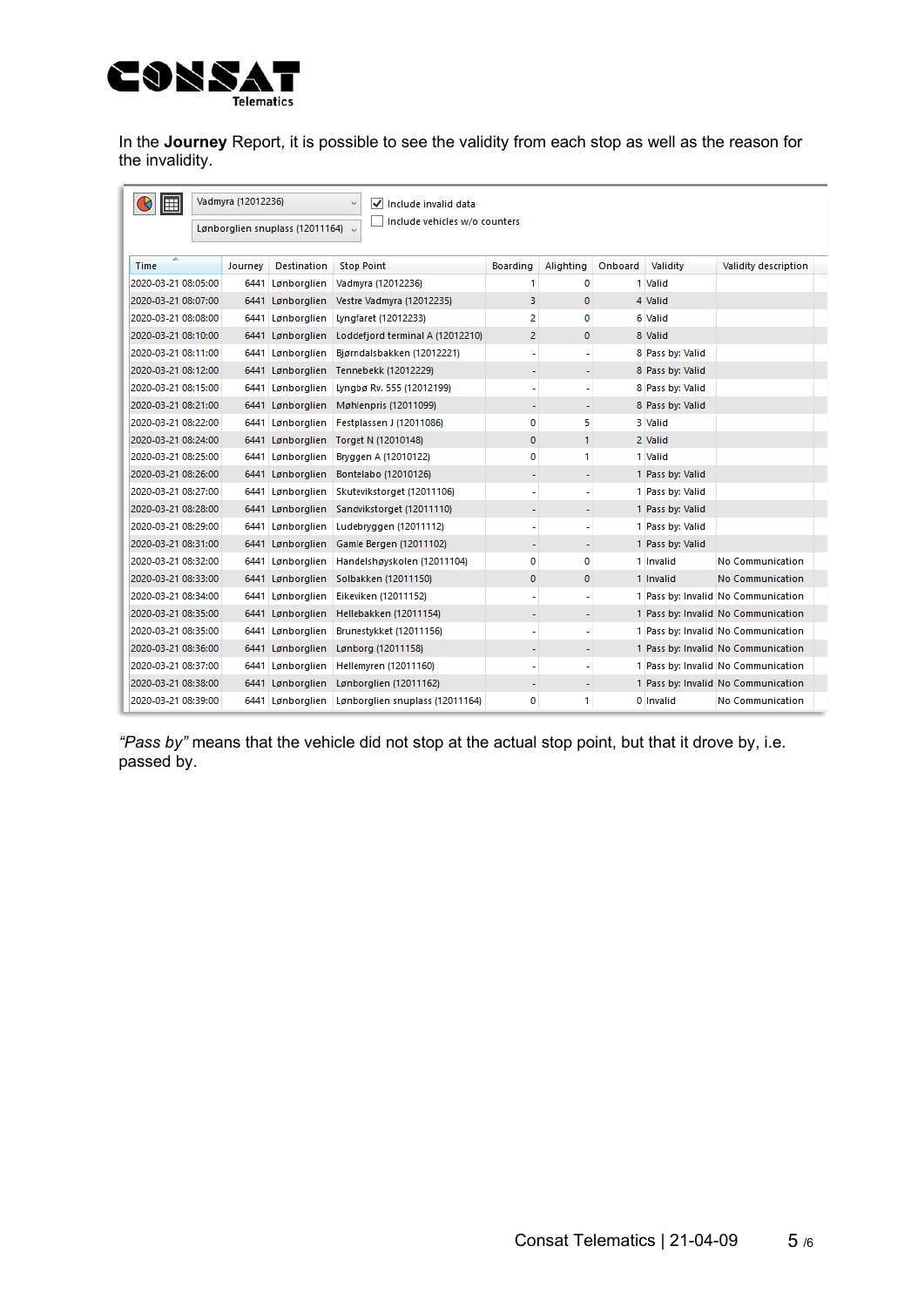In the **Journey** Report, it is possible to see the validity from each stop as well as the reason for the invalidity.

Vadmyra (12012236)

Lønborglien snuplass (12011164)

☑ Include invalid data

☐ Include vehicles w/o counters

| Time | Journey | Destination | Stop Point | Boarding | Alighting | Onboard | Validity | Validity description |
|---|---|---|---|---|---|---|---|---|
| 2020-03-21 08:05:00 | 6441 | Lønborglien | Vadmyra (12012236) | 1 | 0 | 1 | Valid | |
| 2020-03-21 08:07:00 | 6441 | Lønborglien | Vestre Vadmyra (12012235) | 3 | 0 | 4 | Valid | |
| 2020-03-21 08:08:00 | 6441 | Lønborglien | lyngfaret (12012233) | 2 | 0 | 6 | Valid | |
| 2020-03-21 08:10:00 | 6441 | Lønborglien | Loddefjord terminal A (12012210) | 2 | 0 | 8 | Valid | |
| 2020-03-21 08:11:00 | 6441 | Lønborglien | Bjørndalsbakken (12012221) | - | - | 8 | Pass by: Valid | |
| 2020-03-21 08:12:00 | 6441 | Lønborglien | Tennebekk (12012229) | - | - | 8 | Pass by: Valid | |
| 2020-03-21 08:15:00 | 6441 | Lønborglien | lyngbø Rv. 555 (12012199) | - | - | 8 | Pass by: Valid | |
| 2020-03-21 08:21:00 | 6441 | Lønborglien | Møhlenpris (12011099) | - | - | 8 | Pass by: Valid | |
| 2020-03-21 08:22:00 | 6441 | Lønborglien | Festplassen J (12011086) | 0 | 5 | 3 | Valid | |
| 2020-03-21 08:24:00 | 6441 | Lønborglien | Torget N (12010148) | 0 | 1 | 2 | Valid | |
| 2020-03-21 08:25:00 | 6441 | Lønborglien | Bryggen A (12010122) | 0 | 1 | 1 | Valid | |
| 2020-03-21 08:26:00 | 6441 | Lønborglien | Bontelabo (12010126) | - | - | 1 | Pass by: Valid | |
| 2020-03-21 08:27:00 | 6441 | Lønborglien | Skuteviksborget (12011106) | - | - | 1 | Pass by: Valid | |
| 2020-03-21 08:28:00 | 6441 | Lønborglien | Sandviksborget (12011110) | - | - | 1 | Pass by: Valid | |
| 2020-03-21 08:29:00 | 6441 | Lønborglien | Ludebryggen (12011112) | - | - | 1 | Pass by: Valid | |
| 2020-03-21 08:31:00 | 6441 | Lønborglien | Gamle Bergen (12011102) | - | - | 1 | Pass by: Valid | |
| 2020-03-21 08:32:00 | 6441 | Lønborglien | Handelshøyskolen (12011104) | 0 | 0 | 1 | Invalid | No Communication |
| 2020-03-21 08:33:00 | 6441 | Lønborglien | Solbakken (12011150) | 0 | 0 | 1 | Invalid | No Communication |
| 2020-03-21 08:34:00 | 6441 | Lønborglien | Eikeviken (12011152) | - | - | 1 | Pass by: Invalid | No Communication |
| 2020-03-21 08:35:00 | 6441 | Lønborglien | Hellebakken (12011154) | - | - | 1 | Pass by: Invalid | No Communication |
| 2020-03-21 08:35:00 | 6441 | Lønborglien | Brunestykket (12011156) | - | - | 1 | Pass by: Invalid | No Communication |
| 2020-03-21 08:36:00 | 6441 | Lønborglien | Lønborg (12011158) | - | - | 1 | Pass by: Invalid | No Communication |
| 2020-03-21 08:37:00 | 6441 | Lønborglien | Hellemyren (12011160) | - | - | 1 | Pass by: Invalid | No Communication |
| 2020-03-21 08:38:00 | 6441 | Lønborglien | Lønborglien (12011162) | - | - | 1 | Pass by: Invalid | No Communication |
| 2020-03-21 08:39:00 | 6441 | Lønborglien | Lønborglien snuplass (12011164) | 0 | 1 | 0 | Invalid | No Communication |

*"Pass by"* means that the vehicle did not stop at the actual stop point, but that it drove by, i.e. passed by.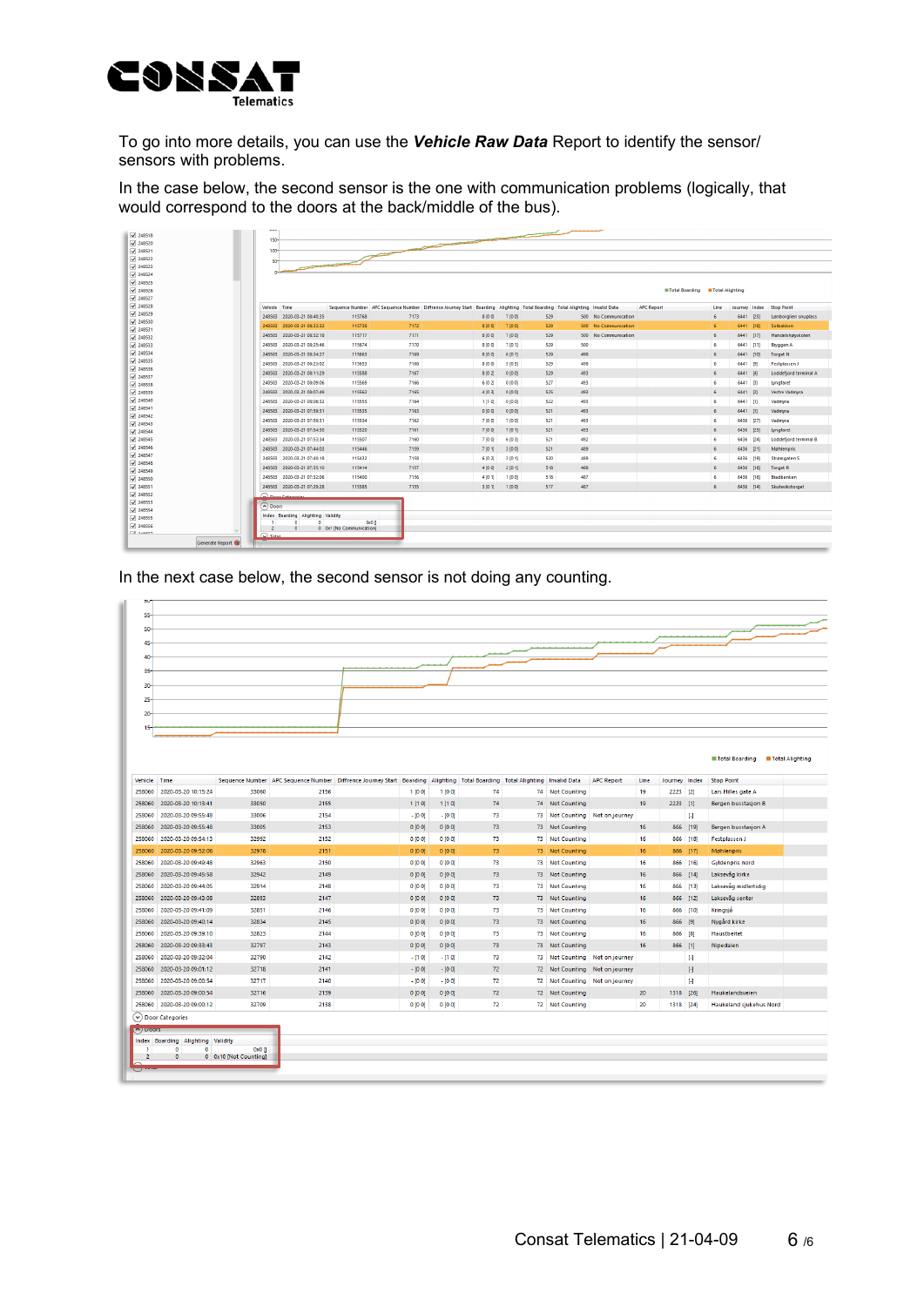To go into more details, you can use the ***Vehicle Raw Data*** Report to identify the sensor/ sensors with problems.

In the case below, the second sensor is the one with communication problems (logically, that would correspond to the doors at the back/middle of the bus).

In the next case below, the second sensor is not doing any counting.